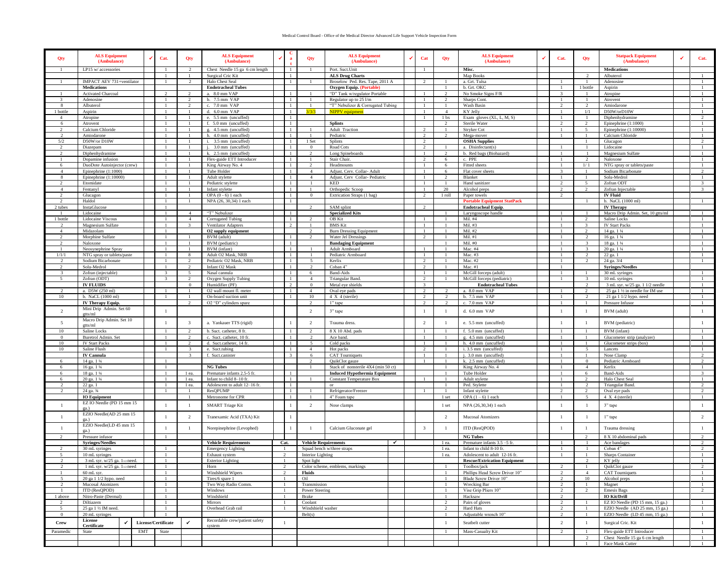# Medical Control Board - Office of the Medical Director Advanced Life Support Vehicle Inspection Form

| Qty | ALS Equipment (Ambulance) | ✓ | Cat. | Qty | ALS Equipment (Ambulance) | ✓ | Cat | Qty | ALS Equipment (Ambulance) | ✓ | Cat | Qty | ALS Equipment (Ambulance) | ✓ | Cat. | Qty | Statpack Equipment (Ambulance) | ✓ | Cat. |
|---|---|---|---|---|---|---|---|---|---|---|---|---|---|---|---|---|---|---|---|
| 1 | LP15 w/ accessories | | 1 | 2 | Chest Needle 15 ga 6 cm length | | 1 | 1 | Port. Suct.Unit | | 1 | | **Misc.** | | | | **Medications** | | |
| | | | 1 | 1 | Surgical Cric Kit | | 1 | | **ALS Drug Charts** | | | | Map Books | | | 2 | Albuterol | | 1 |
| 1 | IMPACT AEV 731+ventilator | | 1 | 2 | Halo Chest Seal | | 1 | 1 | Broselow Ped. Res. Tape, 2011 A | | 2 | 1 | a. Grt. Tulsa | | 1 | 1 | Adenosine | | 1 |
| | **Medications** | | | | **Endotracheal Tubes** | | | | **Oxygen Equip. (Portable)** | | | 1 | b. Grt. OKC | | 1 | 1 bottle | Aspirin | | 1 |
| 1 | Activated Charcoal | | 2 | 2 | a. 8.0 mm VAP | | 1 | 1 | "D" Tank w/regulator Portable | | 1 | 2 | No Smoke Signs F/R | | 3 | 1 | Atropine | | 1 |
| 3 | Adenosine | | 1 | 2 | b. 7.5 mm VAP | | 1 | 1 | Regulator up to 25 l/m | | 1 | 2 | Sharps Cont. | | 1 | 1 | Atrovent | | 1 |
| 8 | Albuterol | | 1 | 2 | c. 7.0 mm VAP | | 1 | 1 | "T" Nebulizer & Corrugated Tubing | | 1 | 1 | Wash Basin | | 2 | 2 | Amiodarone | | 1 |
| 1 bottle | Aspirin | | 1 | 1 | d. 6.0 mm VAP | | 1 | 3/3/3 | NIPPV equipment | | 1 | 4 | KY Jelly | | 1 | 1/1 | D50W/orD10W | | 1 |
| 4 | Atropine | | 1 | 1 | e. 5.5 mm (uncuffed) | | 1 | | | | 1 | 1 bx | Exam gloves (XL, L, M, S) | | 1 | 1 | Diphenhydramine | | 2 |
| 6 | Atrovent | | 1 | 1 | f. 5.0 mm (uncuffed) | | 1 | | **Splints** | | | 2 | Sterile Water | | 2 | 2 | Epinephrine (1:1000) | | 1 |
| 2 | Calcium Chloride | | 1 | 1 | g. 4.5 mm (uncuffed) | | 1 | 1 | Adult Traction | | 2 | 1 | Stryker Cot | | 1 | 5 | Epinephrine (1:10000) | | 1 |
| 2 | Amiodarone | | 1 | 1 | h. 4.0 mm (uncuffed) | | 1 | 1 | Pediatric | | 2 | 2 | Mega-mover | | 1 | 1 | Calcium Chloride | | 1 |
| 5/2 | D50W/or D10W | | 1 | 1 | i. 3.5 mm (uncuffed) | | 1 | 1 Set | Splints | | 2 | | **OSHA Supplies** | | | 1 | Glucagon | | 2 |
| 2 | Diazepam | | 1 | 1 | j. 3.0 mm (uncuffed) | | 1 | 0 | Road Cots | | 2 | 1 | a. Disinfectant(s) | | 1 | 1 | Lidocaine | | 1 |
| 2 | Diphenhydramine | | 1 | 1 | k. 2.5 mm (uncuffed) | | 1 | 2 | Long Spineboards | | 1 | 2 | b. Red bags (Biohazard) | | 1 | 1 | Magnesium Sulfate | | 1 |
| 1 | Dopamine infusion | | 1 | 1 | Flex-guide ETT Introducer | | 1 | 1 | Stair Chair. | | 2 | 6 | c. PPE | | 1 | 2 | Naloxone | | 1 |
| 6 | DuoDote Autoinjector (crew) | | 1 | 1 | King Airway No. 4 | | 1 | 2 | Headmounts | | 1 | 6 | Fitted sheets | | 1 | 1/ 1 | NTG spray or tablets/paste | | 1 |
| 4 | Epinephrine (1:1000) | | 1 | 1 | Tube Holder | | 1 | 4 | Adjust. Cerv. Collar- Adult | | 1 | 6 | Flat cover sheets | | 3 | 1 | Sodium Bicarbonate | | 2 |
| 8 | Epinephrine (1:10000) | | 1 | 1 | Adult stylette | | 1 | 4 | Adjust. Cerv Collar- Pediatric | | 1 | 2 | Blanket | | 1 | 1 | Solu-Medrol | | 1 |
| 2 | Etomidate | | 1 | 1 | Pediatric stylette | | 1 | 1 | KED | | 1 | 1 | Hand sanitizer | | 2 | 5 | Zofran ODT | | 3 |
| 4 | Fentanyl | | 1 | 1 | Infant stylette | | 1 | 1 | Orthopedic Scoop | | 1 | 20 | Alcohol preps | | 2 | 2 | Zofran Injectable | | 3 |
| 2 | Glucagon | | 1 | 1 | OPA (0 - 6) 1 each | | 1 | 0 | Extrication Straps (1 bag) | | 2 | 1 roll | Paper towels | | 2 | | **IV Fluid** | | |
| 2 | Haldol | | 1 | 1 | NPA (26, 30,34) 1 each | | 1 | | | | | | **Portable Equipment StatPack** | | | 1 | b. NaCL (1000 ml) | | 1 |
| 2 tubes | InstaGlucose | | 1 | | | | | 2 | SAM splint | | 2 | | **Endotracheal Equip.** | | | | **IV Therapy** | | |
| 1 | Lidocaine | | 1 | 4 | "T" Nebulizer | | 1 | | **Specialized Kits** | | | 1 | Laryngoscope handle | | 1 | 1 | Macro Drip Admin. Set, 10 gtts/ml | | 1 |
| 1 bottle | Lidocaine Viscous | | 1 | 4 | Corrugated Tubing | | 1 | 2 | OB Kit | | 1 | 1 | Mil. #4 | | 1 | 2 | Saline Locks | | 1 |
| 2 | Magnesium Sulfate | | 1 | 3 | Ventilator Adapters | | 2 | 1 | BMS Kit | | 1 | 1 | Mil. #3 | | 1 | 3 | IV Start Packs | | 1 |
| 4 | Midazolam | | 1 | | **O2 supply equipment** | | | 2 | Burn Dressing Equipment | | 1 | 1 | Mil. #2 | | 1 | 2 | 14 ga. 1 ¼ | | 1 |
| 2 | Morphine Sulfate | | 1 | 1 | BVM (adult) | | 1 | 2 | Water Jel Dressings | | 2 | 1 | Mil. #1 | | 1 | 2 | 16 ga. 1 ¼ | | 1 |
| 2 | Naloxone | | 1 | 1 | BVM (pediatric) | | 1 | | **Bandaging Equipment** | | | 1 | Mil. #0 | | 1 | 3 | 18 ga. 1 ¼ | | 1 |
| 1 | Neosynephrine Spray | | 1 | 1 | BVM (infant) | | 1 | 1 | Adult Armboard | | 1 | 1 | Mac. #4 | | 1 | 3 | 20 ga. 1 ¼ | | 1 |
| 1/1/1 | NTG spray or tablets/paste | | 1 | 8 | Adult O2 Mask, NRB | | 1 | 1 | Pediatric Armboard | | 1 | 1 | Mac. #3 | | 1 | 2 | 22 ga. 1 | | 1 |
| 2 | Sodium Bicarbonate | | 1 | 2 | Pediatric O2 Mask, NRB | | 1 | 5 | Kerlix | | 2 | 1 | Mac. #2 | | 1 | 2 | 24 ga. 3/4 | | 1 |
| 2 | Solu-Medrol | | 1 | 2 | Infant O2 Mask | | 1 | 2 | Coban 4" | | 2 | 1 | Mac. #1 | | 1 | | **Syringes/Needles** | | |
| 3 | Zofran (injectable) | | 3 | 5 | Nasal cannula | | 1 | 6 | Band-Aids | | 1 | 1 | McGill forceps (adult) | | 1 | 1 | 30 mL syringes | | 1 |
| 5 | Zofran (ODT) | | 3 | 2 | Oxygen Supply Tubing | | 1 | 4 | Triangular Band. | | 2 | 1 | McGill forceps (pediatric) | | 1 | 3 | 10 mL syringes | | 1 |
| | **IV FLUIDS** | | | 0 | Humidifier (PF) | | 2 | 0 | Metal eye shields | | 3 | | **Endotracheal Tubes** | | | 2 | 3 mL syr. w/25 ga. 1 1/2 needle | | 1 |
| 2 | a. D5W (250 ml) | | 1 | 1 | O2 wall mount fl. meter | | 1 | 4 | Oval eye pads | | 2 | 2 | a. 8.0 mm VAP | | 1 | 2 | 25 ga 1 ½ in needle for IM use | | 1 |
| 10 | b. NaCL (1000 ml) | | 1 | 1 | On-board suction unit | | 1 | 10 | 4 X 4 (sterile) | | 2 | 2 | b. 7.5 mm VAP | | 1 | 2 | 21 ga 1 1/2 hypo. need | | 1 |
| | **IV Therapy Equip.** | | | 2 | O2 "D" cylinders spare | | | 2 | 1" tape | | 2 | 2 | c. 7.0 mm VAP | | 1 | 1 | Pressure Infusor | | 1 |
| 2 | Mini Drip Admin. Set 60 gtts/ml | | 1 | | | | | 2 | 3" tape | | 1 | 1 | d. 6.0 mm VAP | | 1 | 1 | BVM (adult) | | 1 |
| 5 | Macro Drip Admin. Set 10 gtts/ml | | 1 | 3 | a. Yankauer TTS (rigid) | | 1 | 2 | Trauma dress. | | 2 | 1 | e. 5.5 mm (uncuffed) | | 1 | 1 | BVM (pediatric) | | 1 |
| 10 | Saline Locks | | 1 | 2 | b. Suct. catheter, 8 fr. | | 1 | 2 | 8 X 10 Abd. pads | | 1 | 1 | f. 5.0 mm (uncuffed) | | 1 | 1 | BVM (infant) | | 1 |
| 0 | Buretrol Admin. Set | | 1 | 2 | c. Suct. catheter, 10 fr. | | 1 | 2 | Ace band. | | 1 | 1 | g. 4.5 mm (uncuffed) | | 1 | 1 | Glucometer strip (analyzer) | | 1 |
| 10 | IV Start Packs | | 1 | 2 | d. Suct. catheter, 14 fr. | | 1 | 5 | Cold packs | | 1 | 1 | h. 4.0 mm (uncuffed) | | 1 | 1 | Glucometer strips (box) | | 1 |
| 10 | Saline Flush | | 1 | 3 | e. Suct.tubing | | 1 | 4 | Hot packs | | 2 | 1 | i. 3.5 mm (uncuffed) | | 1 | 5 | Lancets | | 1 |
| | **IV Cannula** | | | 3 | f. Suct.canister | | 3 | 6 | CAT Tourniquets | | 1 | 1 | j. 3.0 mm (uncuffed) | | 1 | 1 | Pressure Clamp | | 2 |
| 6 | 14 ga. 1 ¼ | | 1 | | | | | 2 | QuikClot gauze | | 1 | 1 | k. 2.5 mm (uncuffed) | | 1 | 0 | Pediatric Armboard | | 2 |
| 6 | 16 ga. 1 ¼ | | 1 | | **NG Tubes** | | | 1 | Stack of nonsterile 4X4 (min 50 ct) | | | 1 | King Airway No. 4 | | 1 | 4 | Kerlix | | 1 |
| 6 | 18 ga. 1 ¼ | | 1 | 1 ea. | Premature infants 2.5-5 fr. | | 1 | | **Induced Hypothermia Equipment** | | | 1 | Tube Holder | | 1 | 6 | Band-Aids | | 3 |
| 6 | 20 ga. 1 ¼ | | 1 | 1 ea. | Infant to child 8–10 fr. | | 1 | 1 | Constant Temperature Box | | 1 | 1 | Adult stylette | | 1 | 2 | Halo Chest Seal | | 1 |
| 2 | 22 ga. 1 | | 1 | 1 ea. | Adolescent to adult 12–16 fr. | | 1 | | or | | | 1 | Ped. Stylette | | 1 | 2 | Triangular Band. | | 2 |
| 2 | 24 ga. ¾ | | 1 | 1 | ResQPUMP | | 1 | 1 | Refrigerator/Freezer | | 1 | 1 | Infant stylette | | 2 | 2 | Oval eye pads | | 2 |
| | **IO Equipment** | | | 1 | Metronome for CPR | | 1 | 1 | 4" Foam tape | | | 1 set | OPA (1 – 6) 1 each | | 1 | 5 | 4 X 4 (sterile) | | 1 |
| 1 | EZ IO Needle (PD 15 mm 15 ga.) | | 1 | 1 | SMART Triage Kit | | 1 | 2 | Nose clamps | | | 1 set | NPA (26,30,34) 1 each | | 1 | 1 | 3" tape | | 1 |
| 1 | EZIO Needle(AD 25 mm 15 ga.) | | 1 | 2 | Tranexamic Acid (TXA) Kit | | 1 | | | | | 2 | Mucosal Atomizers | | 1 | 1 | 1" tape | | 2 |
| 1 | EZIO Needle(LD 45 mm 15 ga.) | | 1 | 1 | Norepinephrine (Levophed) | | 1 | 1 | Calcium Gluconate gel | | 3 | 1 | ITD (ResQPOD) | | 1 | 1 | Trauma dressing | | 1 |
| 2 | Pressure infusor | | 1 | | | | | | | | | | **NG Tubes** | | | 2 | 8 X 10 abdominal pads | | 2 |
| | **Syringes/Needles** | | | | **Vehicle Requirements** | | **Cat.** | | **Vehicle Requirements** | ✓ | | 1 ea. | Premature infants 2.5 –5 fr. | | 1 | 1 | Ace bandages | | 2 |
| 2 | 30 mL syringes | | 1 | | Emergency Lighting | | 1 | | Squad bench w/three straps | | | 1 ea. | Infant to child 8-10 fr. | | 1 | 1 | Coban 4" | | 2 |
| 5 | 10 mL syringes | | 1 | | Exhaust system | | 2 | | Interior Lighting | | | 1 ea. | Adolescent to adult 12-16 fr. | | 1 | 1 | Sharps Container | | 1 |
| 2 | 3 mL syr. w/25 ga. 1 1/2 need. | | 1 | | Exterior Lighting | | 1 | | Spot light | | | | **Rescue/Extrication Equipment** | | | 2 | KY jelly | | 1 |
| 2 | 1 mL syr. w/25 ga. 1 1/2 need | | 1 | | Horn | | 2 | | Color scheme, emblems, markings | | | 1 | Toolbox/jack | | 2 | 1 | QuikClot gauze | | 2 |
| 1 | 60 mL syr. | | 1 | | Windshield Wipers | | 2 | | **Fluids** | | | 1 | Phillips Head Screw Driver 10" | | 2 | 4 | CAT Tourniquets | | 1 |
| 5 | 20 ga 1 1/2 hypo. need | | 1 | | Tires/6 spare 1 | | 1 | | Oil | | | 1 | Blade Screw Driver 10" | | 2 | 10 | Alcohol preps | | 1 |
| 2 | Mucosal Atomizers | | 1 | | Two Way Radio Comm. | | 1 | | Transmission | | | 1 | Wrecking Bar | | 2 | 1 | Magnet | | 1 |
| 1 | ITD (ResQPOD) | | 1 | | Windows | | 1 | | Power Steering | | | 1 | Vise Grip Pliers 10" | | 2 | 2 | Emesis Bags | | 2 |
| 1 above | Nitro-Paste (Dermal) | | 1 | | Windshield | | 1 | | Brake | | | 1 | Hacksaw | | 2 | | **IO Kit/Drill** | | |
| 2 | Diltiazem | | 1 | | Mirrors | | 1 | | Coolant | | | 2 | Pairs of gloves | | 2 | 1 | EZ IO Needle (PD 15 mm, 15 ga.) | | 1 |
| 5 | 25 ga 1 ½ IM need. | | 1 | | Overhead Grab rail | | 1 | | Windshield washer | | | 2 | Hard Hats | | 2 | 1 | EZIO Needle (AD 25 mm, 15 ga.) | | 1 |
| 0 | 20 mL syringes | | 1 | | | | | | Belt(s) | | | 1 | Adjustable wrench 10" | | 2 | 1 | EZIO Needle (LD 45 mm, 15 ga.) | | 1 |
| **Crew** | **License Certificate** | ✓ | **License/Certificate** | ✓ | Recordable crew/patient safety system | | 1 | | | | | 1 | Seatbelt cutter | | 2 | 1 | Surgical Cric. Kit | | 1 |
| Paramedic | State | EMT | State | | | | | | | | | 1 | Mass-Casualty Kit | | 2 | 1 | Flex-guide ETT Introducer | | 1 |
| | | | | | | | | | | | | | | | | 2 | Chest Needle 15 ga 6 cm length | | 1 |
| | | | | | | | | | | | | | | | | 1 | Face Mask Cutter | | 1 |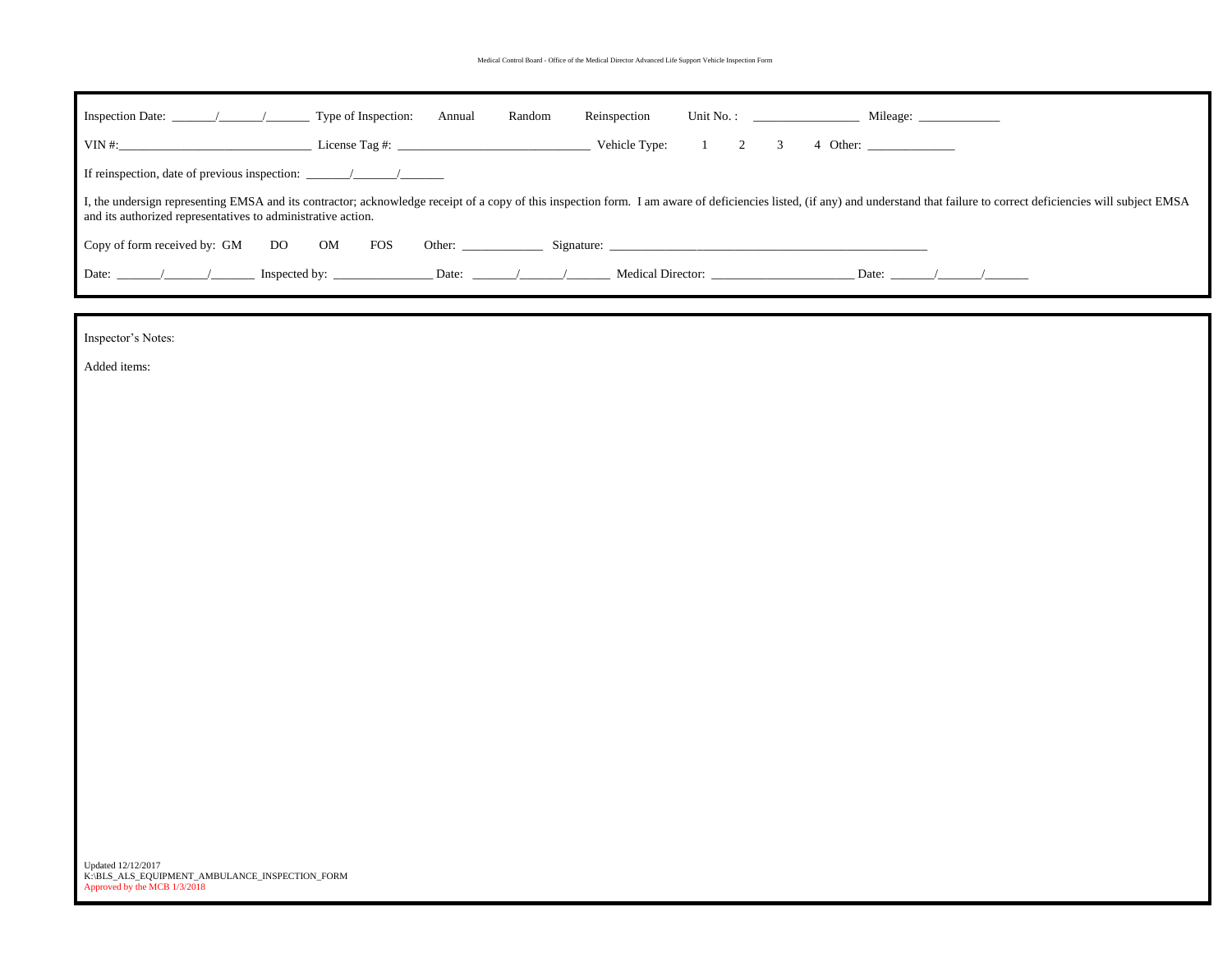Inspection Date: _______/_______/_______ Type of Inspection: Annual Random Reinspection Unit No. : ________________ Mileage: _____________

VIN #:______________________________ License Tag #: ______________________________ Vehicle Type: 1 2 3 4 Other: ______________

If reinspection, date of previous inspection: _______/_______/_______

I, the undersign representing EMSA and its contractor; acknowledge receipt of a copy of this inspection form. I am aware of deficiencies listed, (if any) and understand that failure to correct deficiencies will subject EMSA and its authorized representatives to administrative action.

Copy of form received by: GM DO OM FOS Other: _____________ Signature: _________________________________________________

Date: _______/_______/_______ Inspected by: _______________ Date: _______/_______/_______ Medical Director: ______________________ Date: _______/_______/_______

Inspector's Notes:

Added items:

Updated 12/12/2017
K:\BLS_ALS_EQUIPMENT_AMBULANCE_INSPECTION_FORM
Approved by the MCB 1/3/2018